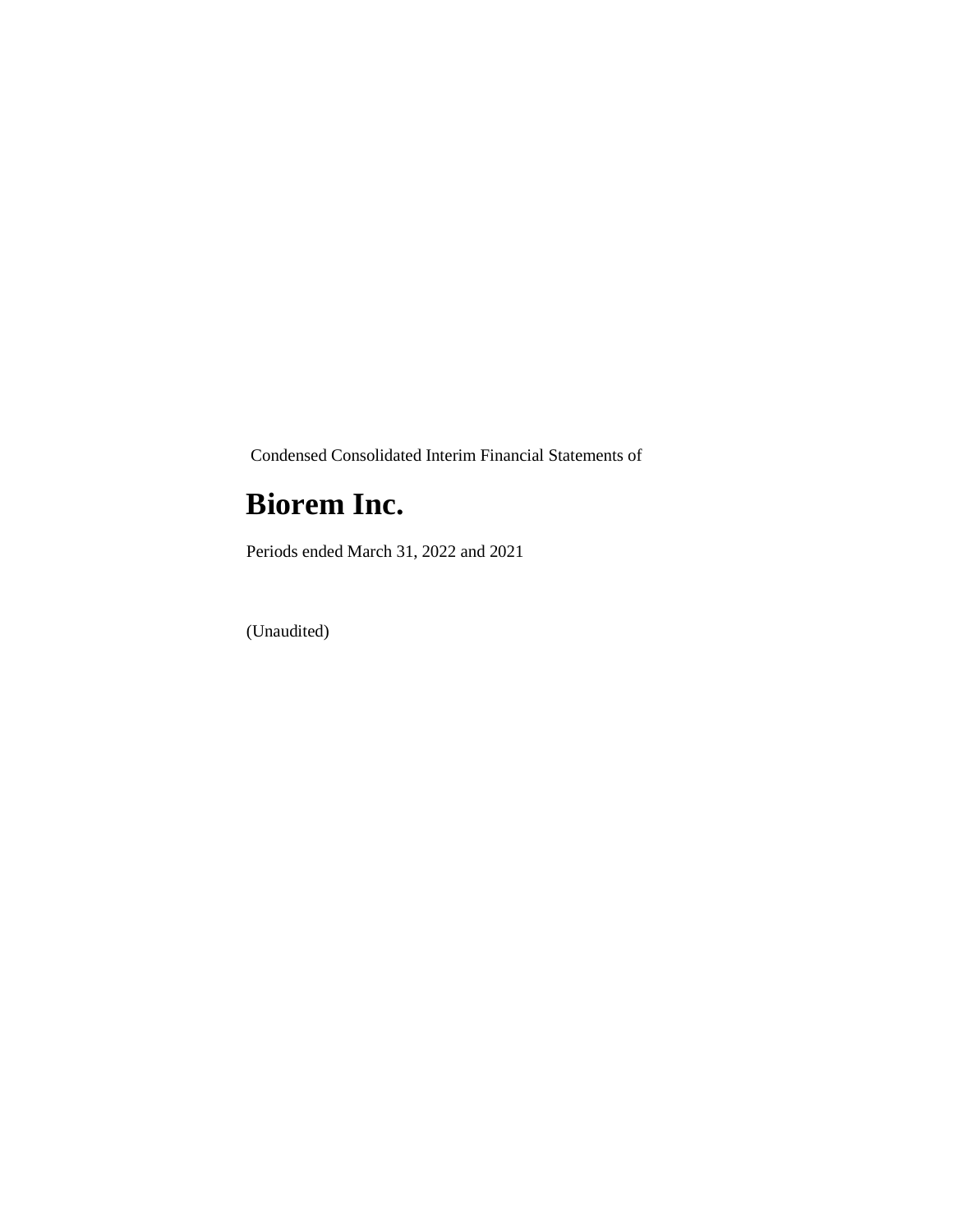Condensed Consolidated Interim Financial Statements of

# Biorem Inc.

Periods ended March 31, 2022 and 2021

(Unaudited)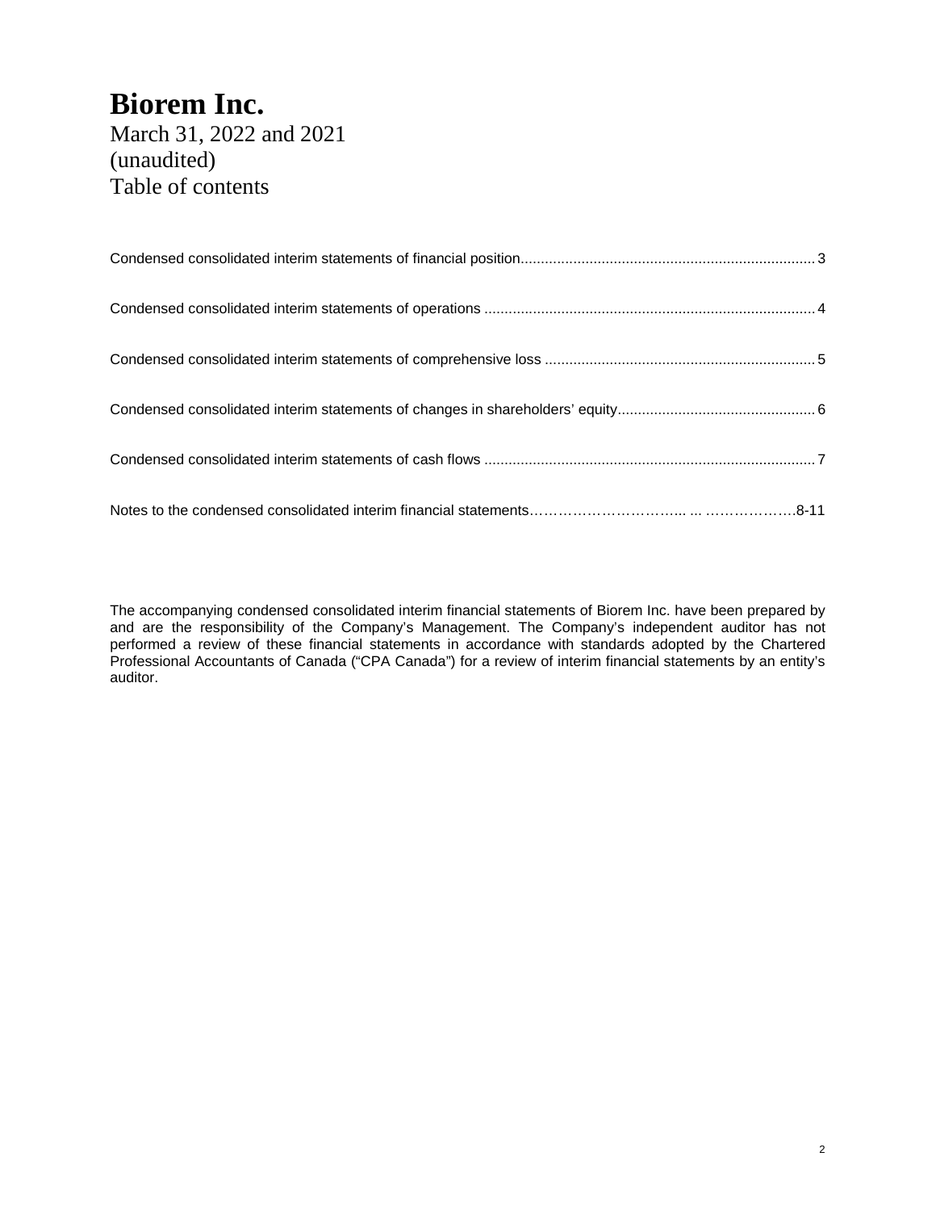# Biorem Inc.

March 31, 2022 and 2021
(unaudited)
Table of contents

Condensed consolidated interim statements of financial position........................................................................3

Condensed consolidated interim statements of operations .................................................................................4

Condensed consolidated interim statements of comprehensive loss ..................................................................5

Condensed consolidated interim statements of changes in shareholders' equity................................................6

Condensed consolidated interim statements of cash flows .................................................................................7

Notes to the condensed consolidated interim financial statements…………………………... ... ……………….8-11

The accompanying condensed consolidated interim financial statements of Biorem Inc. have been prepared by and are the responsibility of the Company's Management. The Company's independent auditor has not performed a review of these financial statements in accordance with standards adopted by the Chartered Professional Accountants of Canada ("CPA Canada") for a review of interim financial statements by an entity's auditor.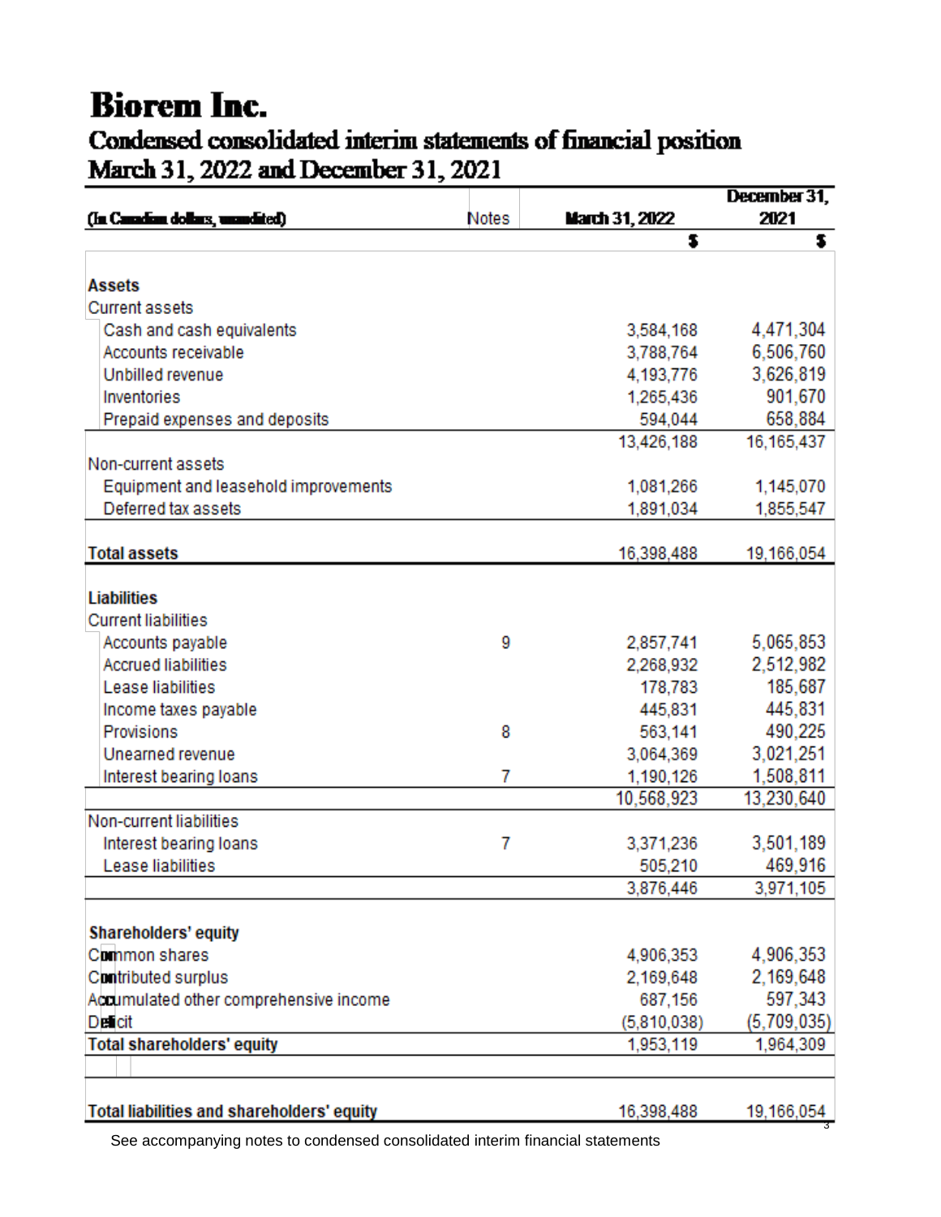# Biorem Inc.

## Condensed consolidated interim statements of financial position

## March 31, 2022 and December 31, 2021

| (In Canadian dollars, unaudited) | Notes | March 31, 2022 | December 31, 2021 |
|---|---|---|---|
| | | $ | $ |
| **Assets** | | | |
| Current assets | | | |
| Cash and cash equivalents | | 3,584,168 | 4,471,304 |
| Accounts receivable | | 3,788,764 | 6,506,760 |
| Unbilled revenue | | 4,193,776 | 3,626,819 |
| Inventories | | 1,265,436 | 901,670 |
| Prepaid expenses and deposits | | 594,044 | 658,884 |
| | | 13,426,188 | 16,165,437 |
| Non-current assets | | | |
| Equipment and leasehold improvements | | 1,081,266 | 1,145,070 |
| Deferred tax assets | | 1,891,034 | 1,855,547 |
| **Total assets** | | 16,398,488 | 19,166,054 |
| **Liabilities** | | | |
| Current liabilities | | | |
| Accounts payable | 9 | 2,857,741 | 5,065,853 |
| Accrued liabilities | | 2,268,932 | 2,512,982 |
| Lease liabilities | | 178,783 | 185,687 |
| Income taxes payable | | 445,831 | 445,831 |
| Provisions | 8 | 563,141 | 490,225 |
| Unearned revenue | | 3,064,369 | 3,021,251 |
| Interest bearing loans | 7 | 1,190,126 | 1,508,811 |
| | | 10,568,923 | 13,230,640 |
| Non-current liabilities | | | |
| Interest bearing loans | 7 | 3,371,236 | 3,501,189 |
| Lease liabilities | | 505,210 | 469,916 |
| | | 3,876,446 | 3,971,105 |
| **Shareholders' equity** | | | |
| Common shares | | 4,906,353 | 4,906,353 |
| Contributed surplus | | 2,169,648 | 2,169,648 |
| Accumulated other comprehensive income | | 687,156 | 597,343 |
| Deficit | | (5,810,038) | (5,709,035) |
| **Total shareholders' equity** | | 1,953,119 | 1,964,309 |
| **Total liabilities and shareholders' equity** | | 16,398,488 | 19,166,054 |

See accompanying notes to condensed consolidated interim financial statements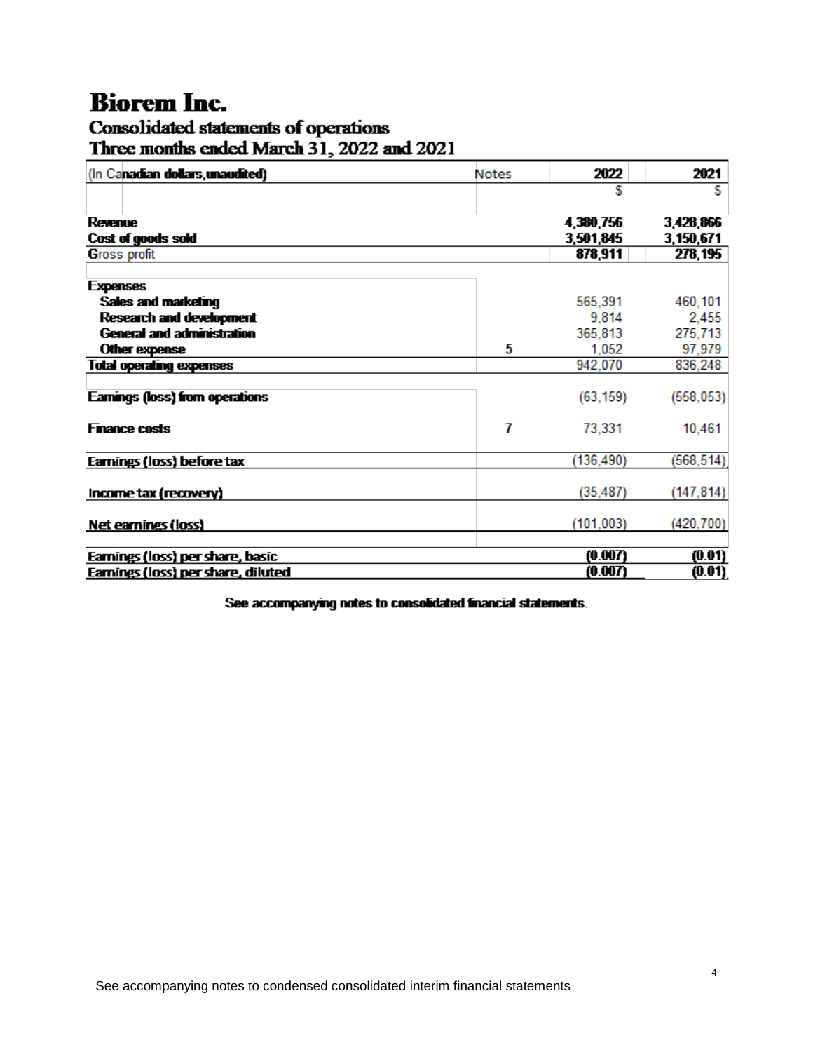# Biorem Inc.

## Consolidated statements of operations

## Three months ended March 31, 2022 and 2021

| (In Canadian dollars, unaudited) | Notes | 2022 | 2021 |
|---|---|---|---|
| | | $ | $ |
| **Revenue** | | 4,380,756 | 3,428,866 |
| **Cost of goods sold** | | 3,501,845 | 3,150,671 |
| Gross profit | | 878,911 | 278,195 |
| **Expenses** | | | |
| Sales and marketing | | 565,391 | 460,101 |
| Research and development | | 9,814 | 2,455 |
| General and administration | | 365,813 | 275,713 |
| Other expense | 5 | 1,052 | 97,979 |
| **Total operating expenses** | | 942,070 | 836,248 |
| **Earnings (loss) from operations** | | (63,159) | (558,053) |
| **Finance costs** | 7 | 73,331 | 10,461 |
| **Earnings (loss) before tax** | | (136,490) | (568,514) |
| **Income tax (recovery)** | | (35,487) | (147,814) |
| **Net earnings (loss)** | | (101,003) | (420,700) |
| **Earnings (loss) per share, basic** | | (0.007) | (0.01) |
| **Earnings (loss) per share, diluted** | | (0.007) | (0.01) |

See accompanying notes to consolidated financial statements.

See accompanying notes to condensed consolidated interim financial statements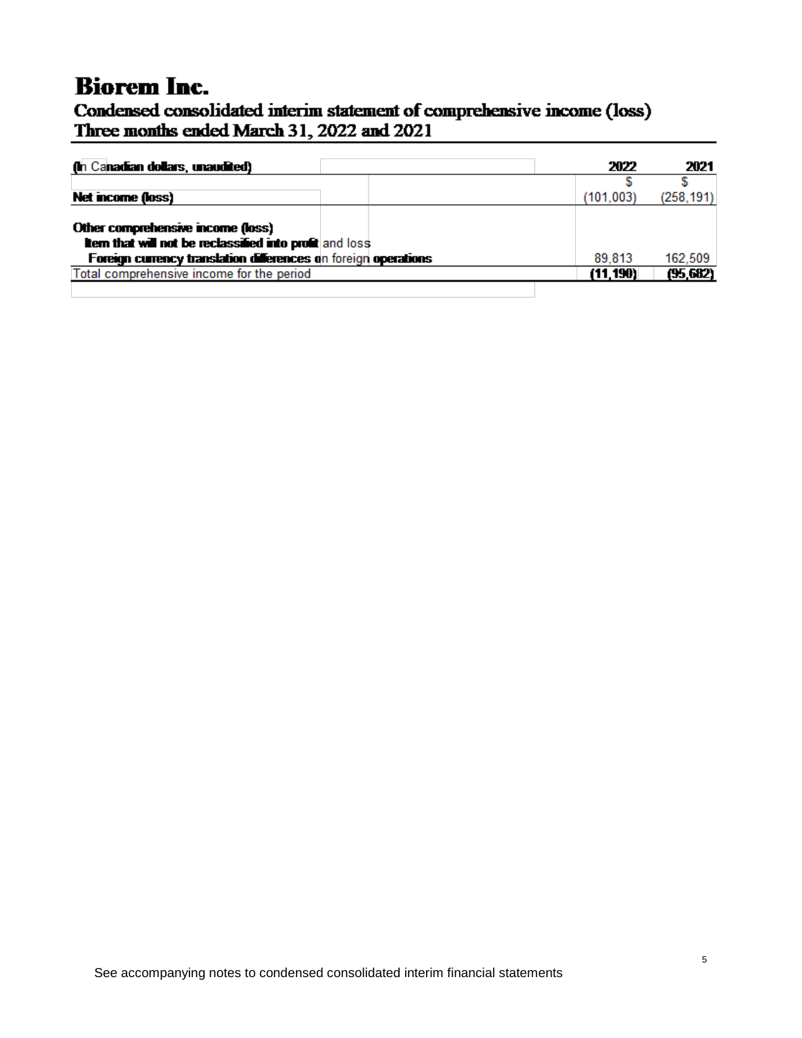# Biorem Inc.

## Condensed consolidated interim statement of comprehensive income (loss)
## Three months ended March 31, 2022 and 2021

| (In Canadian dollars, unaudited) | 2022 | 2021 |
|---|---|---|
| | $ | $ |
| **Net income (loss)** | (101,003) | (258,191) |
| **Other comprehensive income (loss)** | | |
| **Item that will not be reclassified into profit and loss** | | |
| **Foreign currency translation differences on foreign operations** | 89,813 | 162,509 |
| Total comprehensive income for the period | **(11,190)** | **(95,682)** |

See accompanying notes to condensed consolidated interim financial statements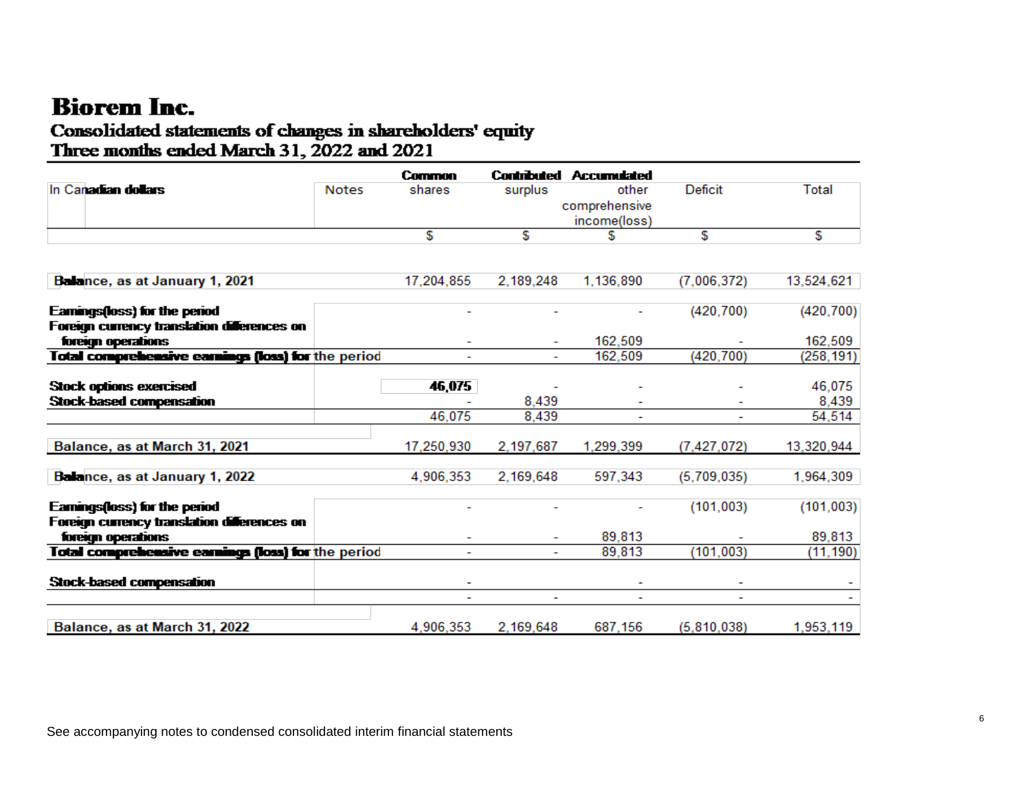# Biorem Inc.

## Consolidated statements of changes in shareholders' equity

## Three months ended March 31, 2022 and 2021

| In Canadian dollars | Notes | Common shares | Contributed surplus | Accumulated other comprehensive income(loss) | Deficit | Total |
|---|---|---|---|---|---|---|
| | | $ | $ | $ | $ | $ |
| Balance, as at January 1, 2021 | | 17,204,855 | 2,189,248 | 1,136,890 | (7,006,372) | 13,524,621 |
| Earnings(loss) for the period | | - | - | - | (420,700) | (420,700) |
| Foreign currency translation differences on foreign operations | | - | - | 162,509 | - | 162,509 |
| Total comprehensive earnings (loss) for the period | | - | - | 162,509 | (420,700) | (258,191) |
| Stock options exercised | | 46,075 | - | - | - | 46,075 |
| Stock-based compensation | | - | 8,439 | - | - | 8,439 |
| | | 46,075 | 8,439 | - | - | 54,514 |
| Balance, as at March 31, 2021 | | 17,250,930 | 2,197,687 | 1,299,399 | (7,427,072) | 13,320,944 |
| Balance, as at January 1, 2022 | | 4,906,353 | 2,169,648 | 597,343 | (5,709,035) | 1,964,309 |
| Earnings(loss) for the period | | - | - | - | (101,003) | (101,003) |
| Foreign currency translation differences on foreign operations | | - | - | 89,813 | - | 89,813 |
| Total comprehensive earnings (loss) for the period | | - | - | 89,813 | (101,003) | (11,190) |
| Stock-based compensation | | - | | - | - | - |
| | | - | - | - | - | - |
| Balance, as at March 31, 2022 | | 4,906,353 | 2,169,648 | 687,156 | (5,810,038) | 1,953,119 |

See accompanying notes to condensed consolidated interim financial statements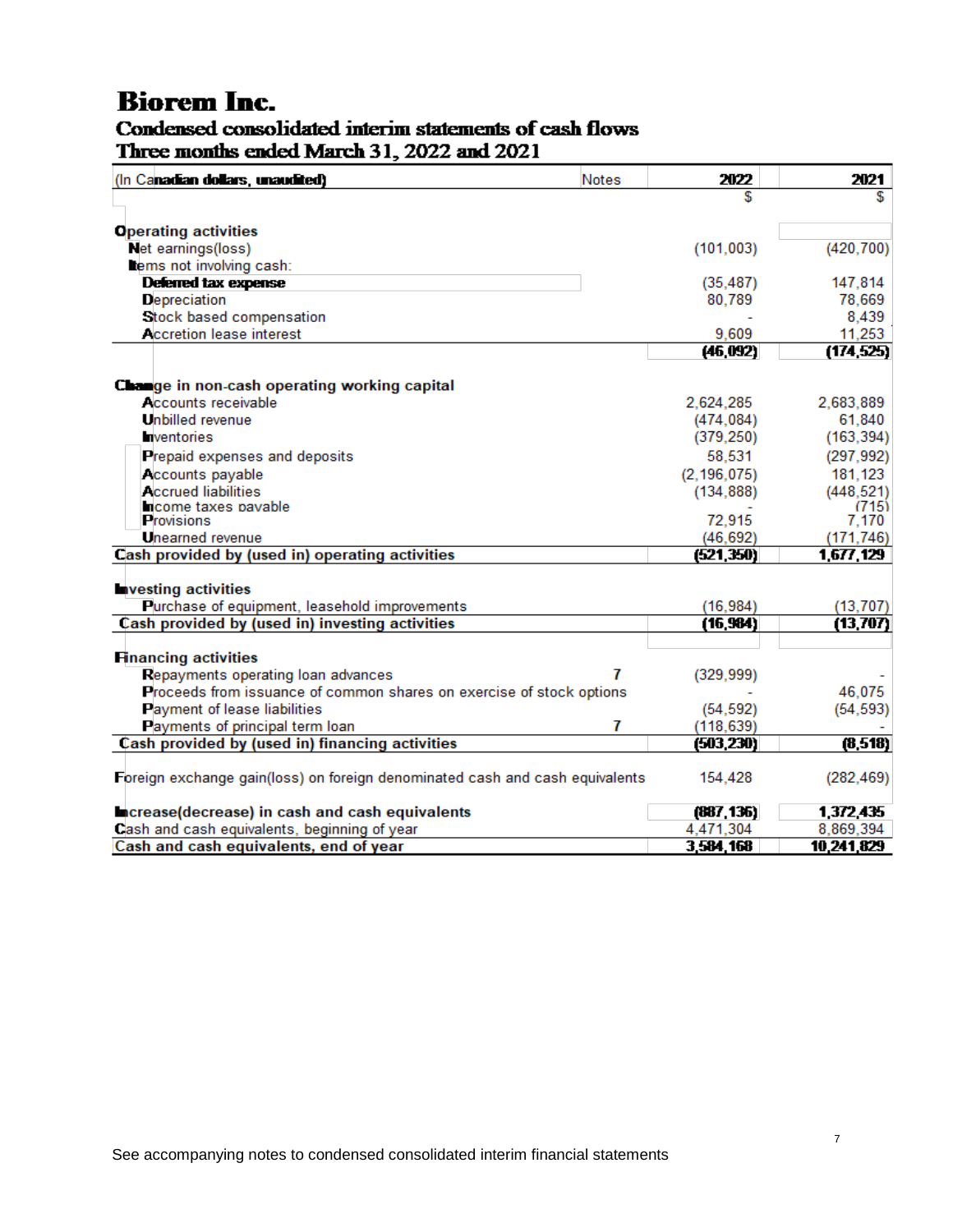# Biorem Inc.

## Condensed consolidated interim statements of cash flows

### Three months ended March 31, 2022 and 2021

| (In Canadian dollars, unaudited) | Notes | 2022 | 2021 |
|---|---|---|---|
| | | $ | $ |
| **Operating activities** | | | |
| Net earnings(loss) | | (101,003) | (420,700) |
| Items not involving cash: | | | |
| Deferred tax expense | | (35,487) | 147,814 |
| Depreciation | | 80,789 | 78,669 |
| Stock based compensation | | - | 8,439 |
| Accretion lease interest | | 9,609 | 11,253 |
| | | **(46,092)** | **(174,525)** |
| **Change in non-cash operating working capital** | | | |
| Accounts receivable | | 2,624,285 | 2,683,889 |
| Unbilled revenue | | (474,084) | 61,840 |
| Inventories | | (379,250) | (163,394) |
| Prepaid expenses and deposits | | 58,531 | (297,992) |
| Accounts payable | | (2,196,075) | 181,123 |
| Accrued liabilities | | (134,888) | (448,521) |
| Income taxes payable | | - | (715) |
| Provisions | | 72,915 | 7,170 |
| Unearned revenue | | (46,692) | (171,746) |
| **Cash provided by (used in) operating activities** | | **(521,350)** | **1,677,129** |
| **Investing activities** | | | |
| Purchase of equipment, leasehold improvements | | (16,984) | (13,707) |
| **Cash provided by (used in) investing activities** | | **(16,984)** | **(13,707)** |
| **Financing activities** | | | |
| Repayments operating loan advances | 7 | (329,999) | - |
| Proceeds from issuance of common shares on exercise of stock options | | - | 46,075 |
| Payment of lease liabilities | | (54,592) | (54,593) |
| Payments of principal term loan | 7 | (118,639) | - |
| **Cash provided by (used in) financing activities** | | **(503,230)** | **(8,518)** |
| Foreign exchange gain(loss) on foreign denominated cash and cash equivalents | | 154,428 | (282,469) |
| **Increase(decrease) in cash and cash equivalents** | | **(887,136)** | **1,372,435** |
| Cash and cash equivalents, beginning of year | | 4,471,304 | 8,869,394 |
| **Cash and cash equivalents, end of year** | | **3,584,168** | **10,241,829** |

See accompanying notes to condensed consolidated interim financial statements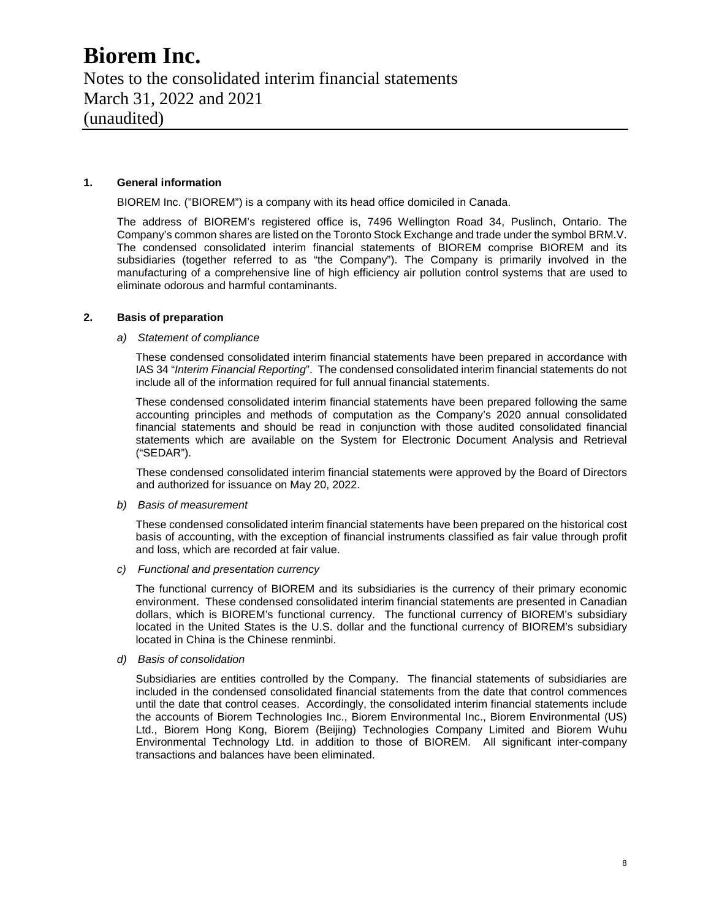# Biorem Inc.

Notes to the consolidated interim financial statements
March 31, 2022 and 2021
(unaudited)

## 1. General information

BIOREM Inc. ("BIOREM") is a company with its head office domiciled in Canada.

The address of BIOREM's registered office is, 7496 Wellington Road 34, Puslinch, Ontario. The Company's common shares are listed on the Toronto Stock Exchange and trade under the symbol BRM.V. The condensed consolidated interim financial statements of BIOREM comprise BIOREM and its subsidiaries (together referred to as "the Company"). The Company is primarily involved in the manufacturing of a comprehensive line of high efficiency air pollution control systems that are used to eliminate odorous and harmful contaminants.

## 2. Basis of preparation

*a) Statement of compliance*

These condensed consolidated interim financial statements have been prepared in accordance with IAS 34 "*Interim Financial Reporting*". The condensed consolidated interim financial statements do not include all of the information required for full annual financial statements.

These condensed consolidated interim financial statements have been prepared following the same accounting principles and methods of computation as the Company's 2020 annual consolidated financial statements and should be read in conjunction with those audited consolidated financial statements which are available on the System for Electronic Document Analysis and Retrieval ("SEDAR").

These condensed consolidated interim financial statements were approved by the Board of Directors and authorized for issuance on May 20, 2022.

*b) Basis of measurement*

These condensed consolidated interim financial statements have been prepared on the historical cost basis of accounting, with the exception of financial instruments classified as fair value through profit and loss, which are recorded at fair value.

*c) Functional and presentation currency*

The functional currency of BIOREM and its subsidiaries is the currency of their primary economic environment. These condensed consolidated interim financial statements are presented in Canadian dollars, which is BIOREM's functional currency. The functional currency of BIOREM's subsidiary located in the United States is the U.S. dollar and the functional currency of BIOREM's subsidiary located in China is the Chinese renminbi.

*d) Basis of consolidation*

Subsidiaries are entities controlled by the Company. The financial statements of subsidiaries are included in the condensed consolidated financial statements from the date that control commences until the date that control ceases. Accordingly, the consolidated interim financial statements include the accounts of Biorem Technologies Inc., Biorem Environmental Inc., Biorem Environmental (US) Ltd., Biorem Hong Kong, Biorem (Beijing) Technologies Company Limited and Biorem Wuhu Environmental Technology Ltd. in addition to those of BIOREM. All significant inter-company transactions and balances have been eliminated.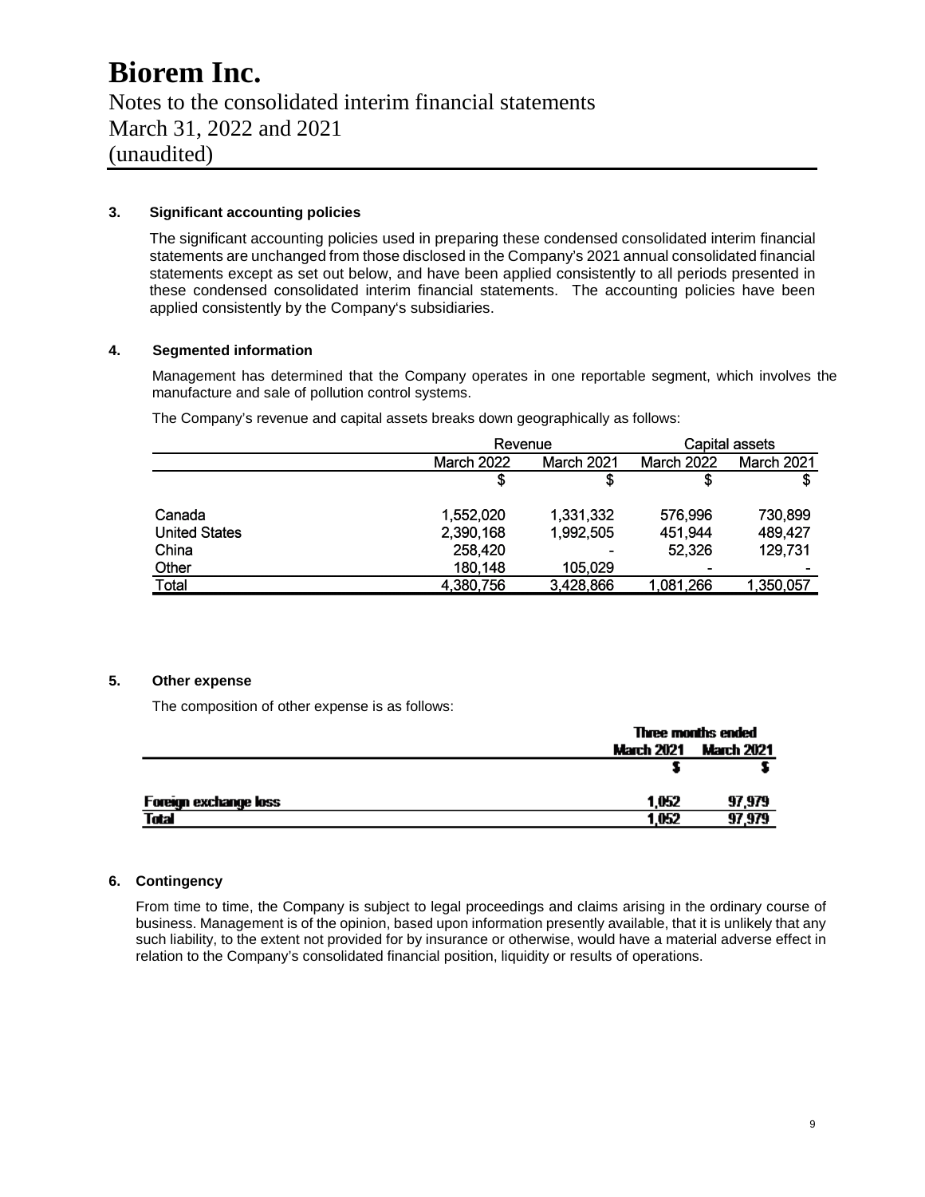# Biorem Inc.

Notes to the consolidated interim financial statements
March 31, 2022 and 2021
(unaudited)

### 3. Significant accounting policies

The significant accounting policies used in preparing these condensed consolidated interim financial statements are unchanged from those disclosed in the Company's 2021 annual consolidated financial statements except as set out below, and have been applied consistently to all periods presented in these condensed consolidated interim financial statements. The accounting policies have been applied consistently by the Company's subsidiaries.

### 4. Segmented information

Management has determined that the Company operates in one reportable segment, which involves the manufacture and sale of pollution control systems.

The Company's revenue and capital assets breaks down geographically as follows:

| | Revenue | | Capital assets | |
|---|---|---|---|---|
| | March 2022 | March 2021 | March 2022 | March 2021 |
| | $ | $ | $ | $ |
| Canada | 1,552,020 | 1,331,332 | 576,996 | 730,899 |
| United States | 2,390,168 | 1,992,505 | 451,944 | 489,427 |
| China | 258,420 | - | 52,326 | 129,731 |
| Other | 180,148 | 105,029 | - | - |
| Total | 4,380,756 | 3,428,866 | 1,081,266 | 1,350,057 |

### 5. Other expense

The composition of other expense is as follows:

| | Three months ended | |
|---|---|---|
| | March 2021 | March 2021 |
| | $ | $ |
| Foreign exchange loss | 1,052 | 97,979 |
| Total | 1,052 | 97,979 |

### 6. Contingency

From time to time, the Company is subject to legal proceedings and claims arising in the ordinary course of business. Management is of the opinion, based upon information presently available, that it is unlikely that any such liability, to the extent not provided for by insurance or otherwise, would have a material adverse effect in relation to the Company's consolidated financial position, liquidity or results of operations.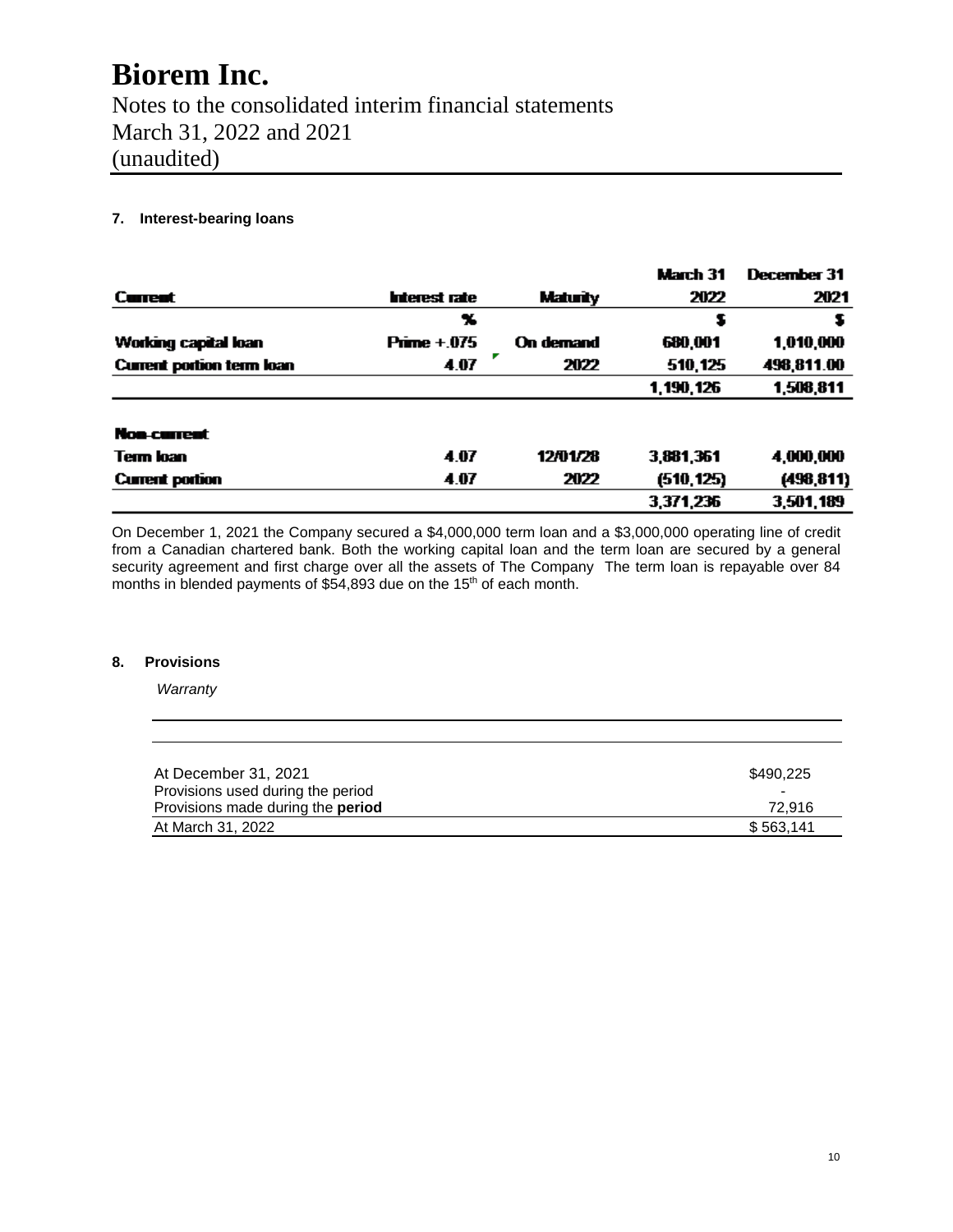# Biorem Inc.

Notes to the consolidated interim financial statements
March 31, 2022 and 2021
(unaudited)

### 7. Interest-bearing loans

| Current | Interest rate | Maturity | March 31 2022 | December 31 2021 |
|---|---|---|---|---|
| | % | | $ | $ |
| Working capital loan | Prime +.075 | On demand | 680,001 | 1,010,000 |
| Current portion term loan | 4.07 | 2022 | 510,125 | 498,811.00 |
| | | | 1,190,126 | 1,508,811 |
| **Non-current** | | | | |
| Term loan | 4.07 | 12/01/28 | 3,881,361 | 4,000,000 |
| Current portion | 4.07 | 2022 | (510,125) | (498,811) |
| | | | 3,371,236 | 3,501,189 |

On December 1, 2021 the Company secured a $4,000,000 term loan and a $3,000,000 operating line of credit from a Canadian chartered bank. Both the working capital loan and the term loan are secured by a general security agreement and first charge over all the assets of The Company The term loan is repayable over 84 months in blended payments of $54,893 due on the 15th of each month.

### 8. Provisions

*Warranty*

| | |
|---|---|
| At December 31, 2021 | $490,225 |
| Provisions used during the period | - |
| Provisions made during the **period** | 72,916 |
| At March 31, 2022 | $ 563,141 |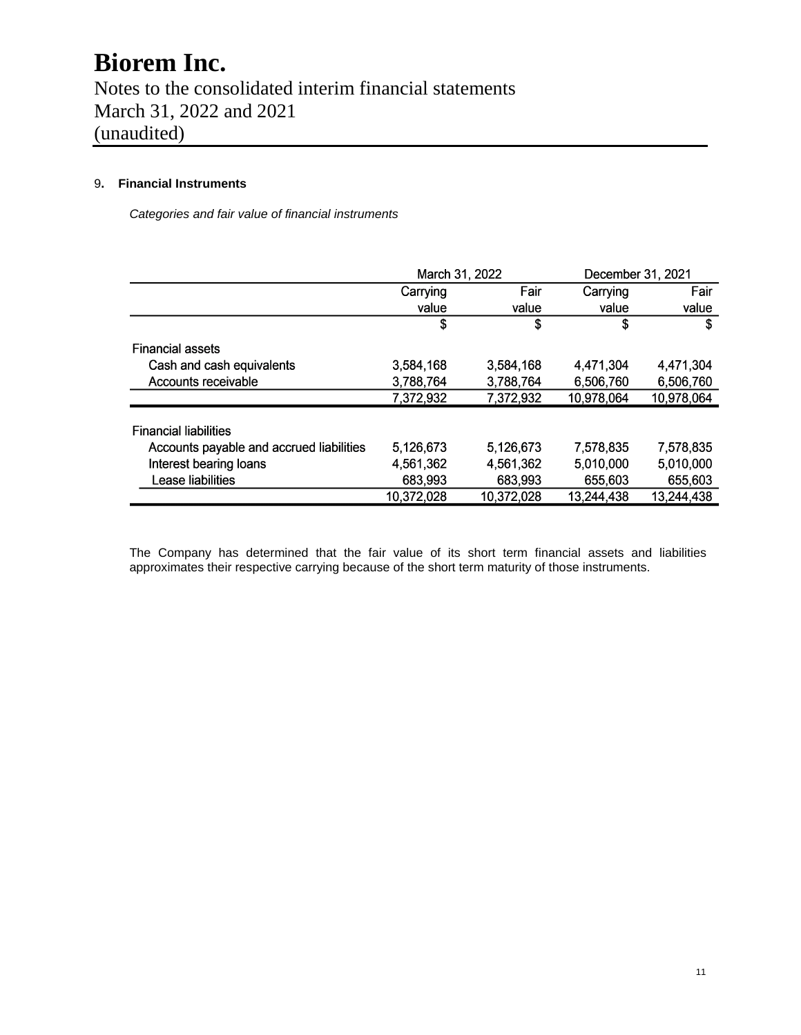# Biorem Inc.

Notes to the consolidated interim financial statements
March 31, 2022 and 2021
(unaudited)

## 9. Financial Instruments

*Categories and fair value of financial instruments*

| | March 31, 2022 | | December 31, 2021 | |
|---|---|---|---|---|
| | Carrying value | Fair value | Carrying value | Fair value |
| | $ | $ | $ | $ |
| **Financial assets** | | | | |
| Cash and cash equivalents | 3,584,168 | 3,584,168 | 4,471,304 | 4,471,304 |
| Accounts receivable | 3,788,764 | 3,788,764 | 6,506,760 | 6,506,760 |
| | 7,372,932 | 7,372,932 | 10,978,064 | 10,978,064 |
| **Financial liabilities** | | | | |
| Accounts payable and accrued liabilities | 5,126,673 | 5,126,673 | 7,578,835 | 7,578,835 |
| Interest bearing loans | 4,561,362 | 4,561,362 | 5,010,000 | 5,010,000 |
| Lease liabilities | 683,993 | 683,993 | 655,603 | 655,603 |
| | 10,372,028 | 10,372,028 | 13,244,438 | 13,244,438 |

The Company has determined that the fair value of its short term financial assets and liabilities approximates their respective carrying because of the short term maturity of those instruments.